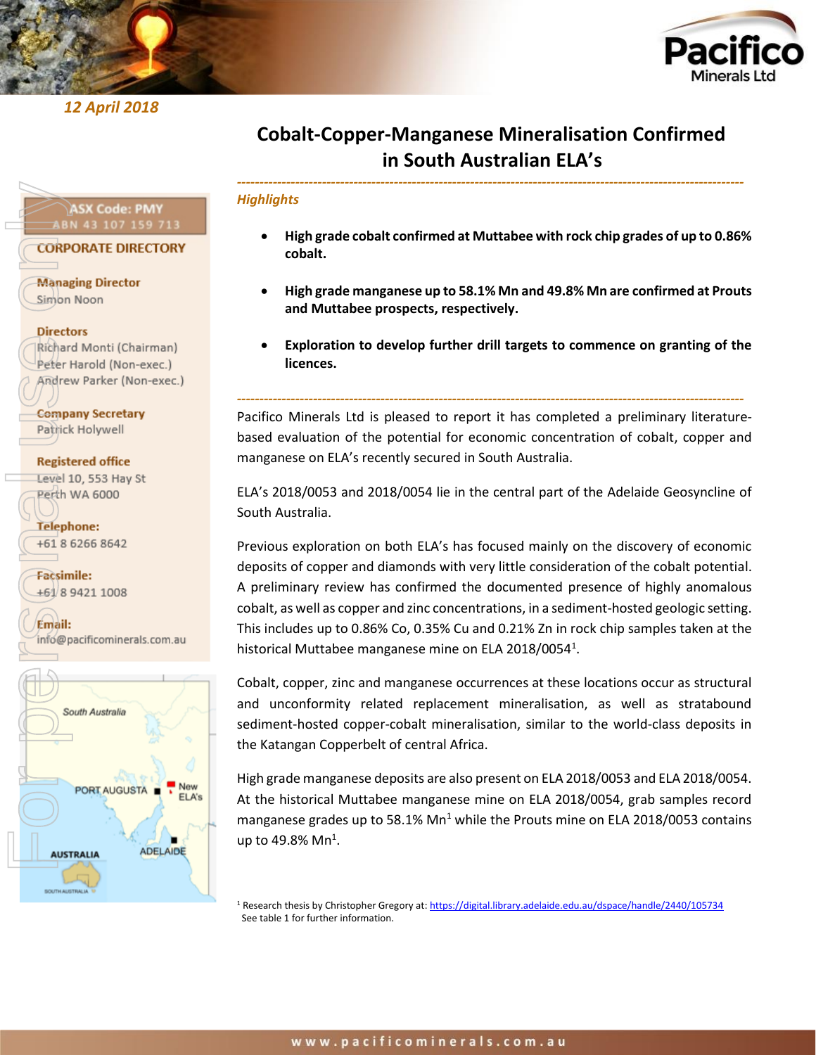12 April 2018

# Cobalt-Copper-Manganese Mineralisation Confirmed in South Australian ELA's

ASX Code: PMY
ABN 43 107 159 713

**CORPORATE DIRECTORY**

**Managing Director**
Simon Noon

**Directors**
Richard Monti (Chairman)
Peter Harold (Non-exec.)
Andrew Parker (Non-exec.)

**Company Secretary**
Patrick Holywell

**Registered office**
Level 10, 553 Hay St
Perth WA 6000

**Telephone:**
+61 8 6266 8642

**Facsimile:**
+61 8 9421 1008

**Email:**
info@pacificominerals.com.au

---

*Highlights*

- **High grade cobalt confirmed at Muttabee with rock chip grades of up to 0.86% cobalt.**
- **High grade manganese up to 58.1% Mn and 49.8% Mn are confirmed at Prouts and Muttabee prospects, respectively.**
- **Exploration to develop further drill targets to commence on granting of the licences.**

---

Pacifico Minerals Ltd is pleased to report it has completed a preliminary literature-based evaluation of the potential for economic concentration of cobalt, copper and manganese on ELA's recently secured in South Australia.

ELA's 2018/0053 and 2018/0054 lie in the central part of the Adelaide Geosyncline of South Australia.

Previous exploration on both ELA's has focused mainly on the discovery of economic deposits of copper and diamonds with very little consideration of the cobalt potential. A preliminary review has confirmed the documented presence of highly anomalous cobalt, as well as copper and zinc concentrations, in a sediment-hosted geologic setting. This includes up to 0.86% Co, 0.35% Cu and 0.21% Zn in rock chip samples taken at the historical Muttabee manganese mine on ELA 2018/0054[1].

Cobalt, copper, zinc and manganese occurrences at these locations occur as structural and unconformity related replacement mineralisation, as well as stratabound sediment-hosted copper-cobalt mineralisation, similar to the world-class deposits in the Katangan Copperbelt of central Africa.

High grade manganese deposits are also present on ELA 2018/0053 and ELA 2018/0054. At the historical Muttabee manganese mine on ELA 2018/0054, grab samples record manganese grades up to 58.1% Mn[1] while the Prouts mine on ELA 2018/0053 contains up to 49.8% Mn[1].

[1] Research thesis by Christopher Gregory at: https://digital.library.adelaide.edu.au/dspace/handle/2440/105734
See table 1 for further information.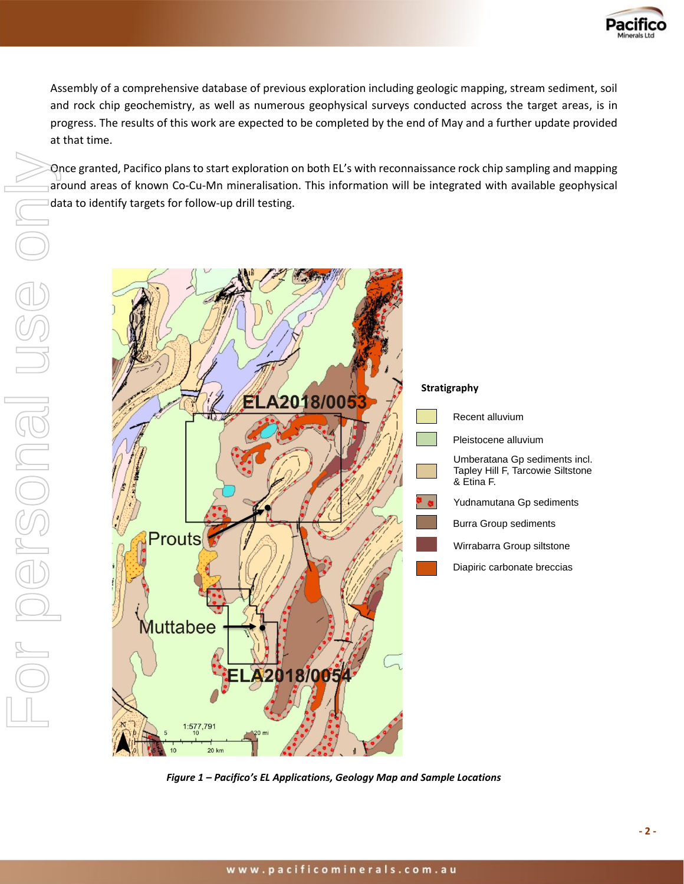Assembly of a comprehensive database of previous exploration including geologic mapping, stream sediment, soil and rock chip geochemistry, as well as numerous geophysical surveys conducted across the target areas, is in progress. The results of this work are expected to be completed by the end of May and a further update provided at that time.

Once granted, Pacifico plans to start exploration on both EL's with reconnaissance rock chip sampling and mapping around areas of known Co-Cu-Mn mineralisation. This information will be integrated with available geophysical data to identify targets for follow-up drill testing.

*Figure 1 – Pacifico's EL Applications, Geology Map and Sample Locations*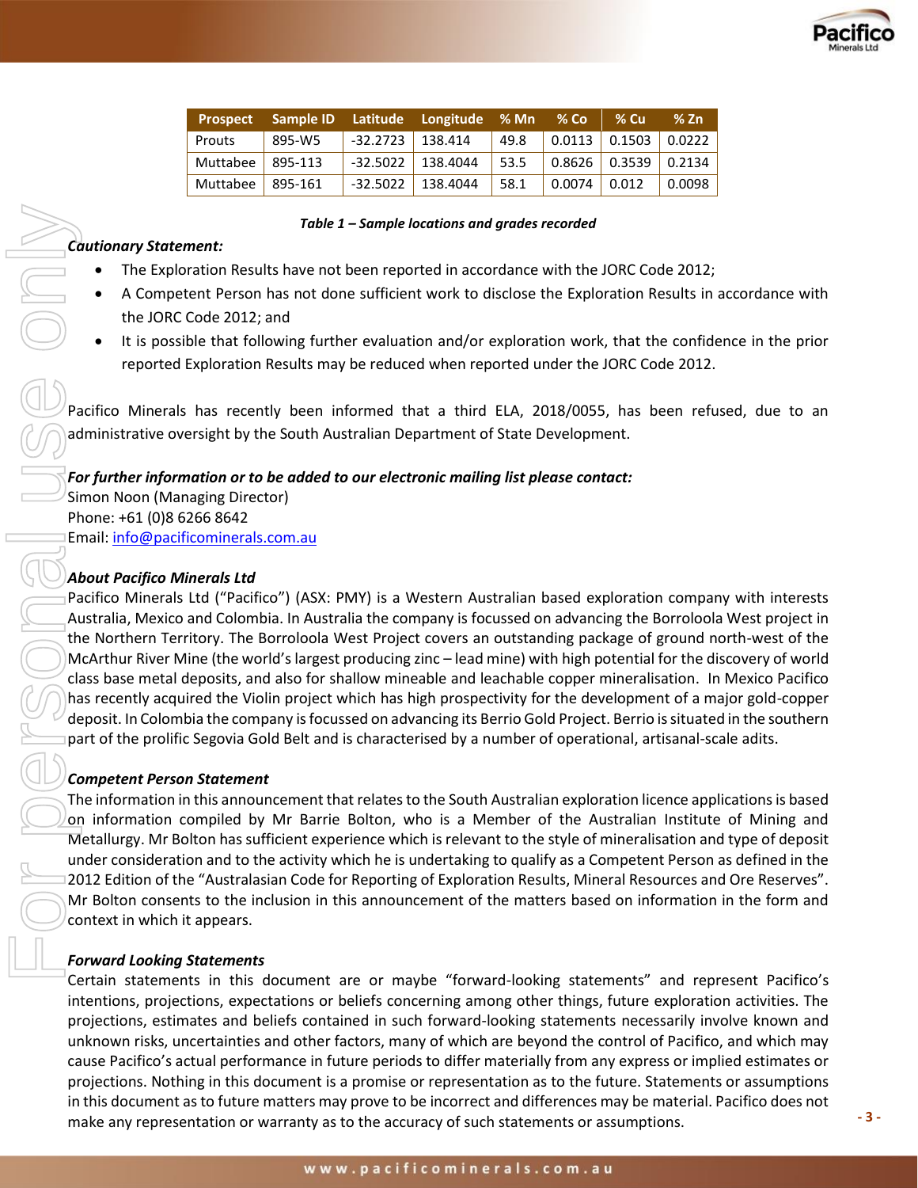| Prospect | Sample ID | Latitude | Longitude | % Mn | % Co | % Cu | % Zn |
|---|---|---|---|---|---|---|---|
| Prouts | 895-W5 | -32.2723 | 138.414 | 49.8 | 0.0113 | 0.1503 | 0.0222 |
| Muttabee | 895-113 | -32.5022 | 138.4044 | 53.5 | 0.8626 | 0.3539 | 0.2134 |
| Muttabee | 895-161 | -32.5022 | 138.4044 | 58.1 | 0.0074 | 0.012 | 0.0098 |

***Table 1 – Sample locations and grades recorded***

***Cautionary Statement:***

- The Exploration Results have not been reported in accordance with the JORC Code 2012;
- A Competent Person has not done sufficient work to disclose the Exploration Results in accordance with the JORC Code 2012; and
- It is possible that following further evaluation and/or exploration work, that the confidence in the prior reported Exploration Results may be reduced when reported under the JORC Code 2012.

Pacifico Minerals has recently been informed that a third ELA, 2018/0055, has been refused, due to an administrative oversight by the South Australian Department of State Development.

***For further information or to be added to our electronic mailing list please contact:***
Simon Noon (Managing Director)
Phone: +61 (0)8 6266 8642
Email: info@pacificominerals.com.au

***About Pacifico Minerals Ltd***

Pacifico Minerals Ltd ("Pacifico") (ASX: PMY) is a Western Australian based exploration company with interests Australia, Mexico and Colombia. In Australia the company is focussed on advancing the Borroloola West project in the Northern Territory. The Borroloola West Project covers an outstanding package of ground north-west of the McArthur River Mine (the world's largest producing zinc – lead mine) with high potential for the discovery of world class base metal deposits, and also for shallow mineable and leachable copper mineralisation. In Mexico Pacifico has recently acquired the Violin project which has high prospectivity for the development of a major gold-copper deposit. In Colombia the company is focussed on advancing its Berrio Gold Project. Berrio is situated in the southern part of the prolific Segovia Gold Belt and is characterised by a number of operational, artisanal-scale adits.

***Competent Person Statement***

The information in this announcement that relates to the South Australian exploration licence applications is based on information compiled by Mr Barrie Bolton, who is a Member of the Australian Institute of Mining and Metallurgy. Mr Bolton has sufficient experience which is relevant to the style of mineralisation and type of deposit under consideration and to the activity which he is undertaking to qualify as a Competent Person as defined in the 2012 Edition of the "Australasian Code for Reporting of Exploration Results, Mineral Resources and Ore Reserves". Mr Bolton consents to the inclusion in this announcement of the matters based on information in the form and context in which it appears.

***Forward Looking Statements***

Certain statements in this document are or maybe "forward-looking statements" and represent Pacifico's intentions, projections, expectations or beliefs concerning among other things, future exploration activities. The projections, estimates and beliefs contained in such forward-looking statements necessarily involve known and unknown risks, uncertainties and other factors, many of which are beyond the control of Pacifico, and which may cause Pacifico's actual performance in future periods to differ materially from any express or implied estimates or projections. Nothing in this document is a promise or representation as to the future. Statements or assumptions in this document as to future matters may prove to be incorrect and differences may be material. Pacifico does not make any representation or warranty as to the accuracy of such statements or assumptions.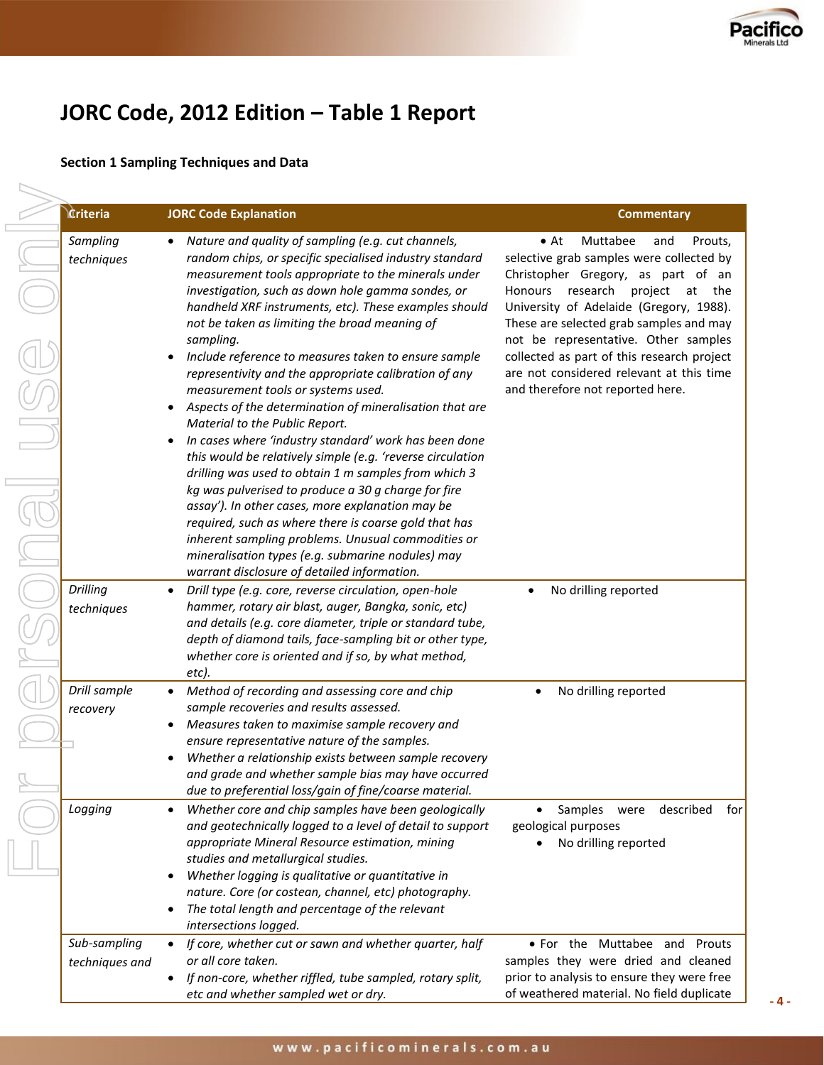# JORC Code, 2012 Edition – Table 1 Report

### Section 1 Sampling Techniques and Data

| Criteria | JORC Code Explanation | Commentary |
|---|---|---|
| *Sampling techniques* | • *Nature and quality of sampling (e.g. cut channels, random chips, or specific specialised industry standard measurement tools appropriate to the minerals under investigation, such as down hole gamma sondes, or handheld XRF instruments, etc). These examples should not be taken as limiting the broad meaning of sampling.*<br>• *Include reference to measures taken to ensure sample representivity and the appropriate calibration of any measurement tools or systems used.*<br>• *Aspects of the determination of mineralisation that are Material to the Public Report.*<br>• *In cases where 'industry standard' work has been done this would be relatively simple (e.g. 'reverse circulation drilling was used to obtain 1 m samples from which 3 kg was pulverised to produce a 30 g charge for fire assay'). In other cases, more explanation may be required, such as where there is coarse gold that has inherent sampling problems. Unusual commodities or mineralisation types (e.g. submarine nodules) may warrant disclosure of detailed information.* | • At Muttabee and Prouts, selective grab samples were collected by Christopher Gregory, as part of an Honours research project at the University of Adelaide (Gregory, 1988). These are selected grab samples and may not be representative. Other samples collected as part of this research project are not considered relevant at this time and therefore not reported here. |
| *Drilling techniques* | • *Drill type (e.g. core, reverse circulation, open-hole hammer, rotary air blast, auger, Bangka, sonic, etc) and details (e.g. core diameter, triple or standard tube, depth of diamond tails, face-sampling bit or other type, whether core is oriented and if so, by what method, etc).* | • No drilling reported |
| *Drill sample recovery* | • *Method of recording and assessing core and chip sample recoveries and results assessed.*<br>• *Measures taken to maximise sample recovery and ensure representative nature of the samples.*<br>• *Whether a relationship exists between sample recovery and grade and whether sample bias may have occurred due to preferential loss/gain of fine/coarse material.* | • No drilling reported |
| *Logging* | • *Whether core and chip samples have been geologically and geotechnically logged to a level of detail to support appropriate Mineral Resource estimation, mining studies and metallurgical studies.*<br>• *Whether logging is qualitative or quantitative in nature. Core (or costean, channel, etc) photography.*<br>• *The total length and percentage of the relevant intersections logged.* | • Samples were described for geological purposes<br>• No drilling reported |
| *Sub-sampling techniques and* | • *If core, whether cut or sawn and whether quarter, half or all core taken.*<br>• *If non-core, whether riffled, tube sampled, rotary split, etc and whether sampled wet or dry.* | • For the Muttabee and Prouts samples they were dried and cleaned prior to analysis to ensure they were free of weathered material. No field duplicate |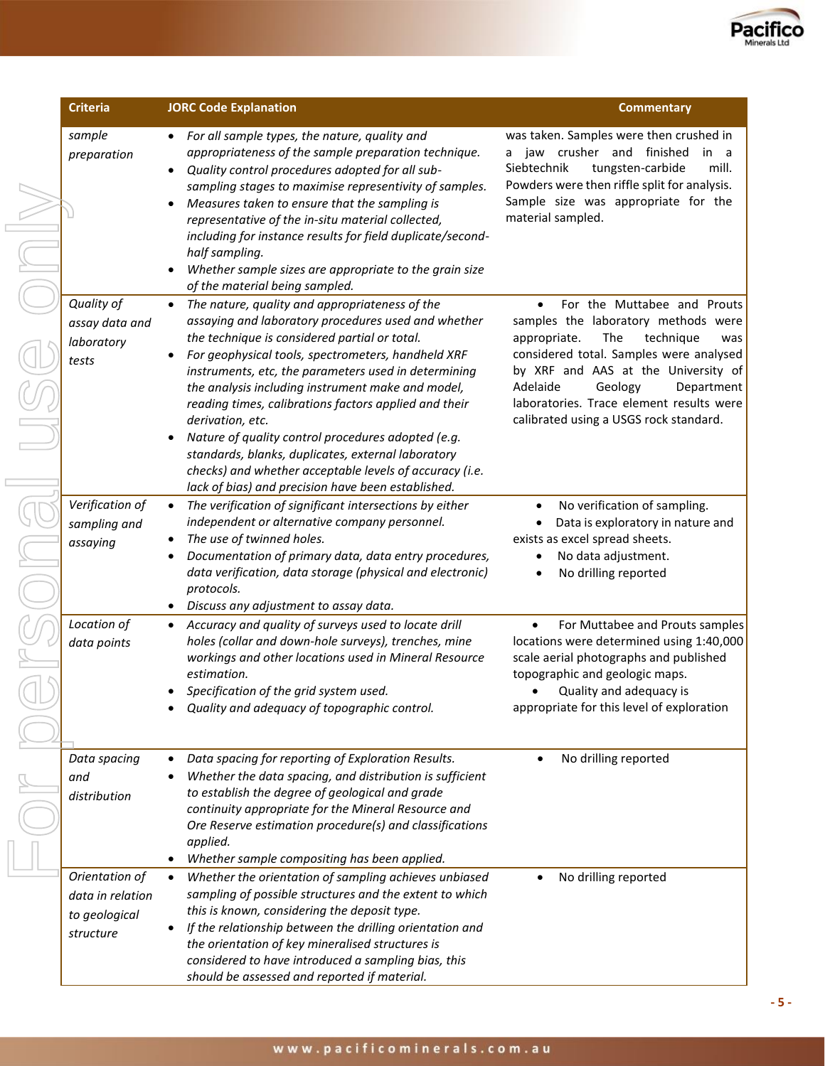| Criteria | JORC Code Explanation | Commentary |
|---|---|---|
| *sample preparation* | • *For all sample types, the nature, quality and appropriateness of the sample preparation technique.*<br>• *Quality control procedures adopted for all sub-sampling stages to maximise representivity of samples.*<br>• *Measures taken to ensure that the sampling is representative of the in-situ material collected, including for instance results for field duplicate/second-half sampling.*<br>• *Whether sample sizes are appropriate to the grain size of the material being sampled.* | was taken. Samples were then crushed in a jaw crusher and finished in a Siebtechnik tungsten-carbide mill. Powders were then riffle split for analysis. Sample size was appropriate for the material sampled. |
| *Quality of assay data and laboratory tests* | • *The nature, quality and appropriateness of the assaying and laboratory procedures used and whether the technique is considered partial or total.*<br>• *For geophysical tools, spectrometers, handheld XRF instruments, etc, the parameters used in determining the analysis including instrument make and model, reading times, calibrations factors applied and their derivation, etc.*<br>• *Nature of quality control procedures adopted (e.g. standards, blanks, duplicates, external laboratory checks) and whether acceptable levels of accuracy (i.e. lack of bias) and precision have been established.* | • For the Muttabee and Prouts samples the laboratory methods were appropriate. The technique was considered total. Samples were analysed by XRF and AAS at the University of Adelaide Geology Department laboratories. Trace element results were calibrated using a USGS rock standard. |
| *Verification of sampling and assaying* | • *The verification of significant intersections by either independent or alternative company personnel.*<br>• *The use of twinned holes.*<br>• *Documentation of primary data, data entry procedures, data verification, data storage (physical and electronic) protocols.*<br>• *Discuss any adjustment to assay data.* | • No verification of sampling.<br>• Data is exploratory in nature and exists as excel spread sheets.<br>• No data adjustment.<br>• No drilling reported |
| *Location of data points* | • *Accuracy and quality of surveys used to locate drill holes (collar and down-hole surveys), trenches, mine workings and other locations used in Mineral Resource estimation.*<br>• *Specification of the grid system used.*<br>• *Quality and adequacy of topographic control.* | • For Muttabee and Prouts samples locations were determined using 1:40,000 scale aerial photographs and published topographic and geologic maps.<br>• Quality and adequacy is appropriate for this level of exploration |
| *Data spacing and distribution* | • *Data spacing for reporting of Exploration Results.*<br>• *Whether the data spacing, and distribution is sufficient to establish the degree of geological and grade continuity appropriate for the Mineral Resource and Ore Reserve estimation procedure(s) and classifications applied.*<br>• *Whether sample compositing has been applied.* | • No drilling reported |
| *Orientation of data in relation to geological structure* | • *Whether the orientation of sampling achieves unbiased sampling of possible structures and the extent to which this is known, considering the deposit type.*<br>• *If the relationship between the drilling orientation and the orientation of key mineralised structures is considered to have introduced a sampling bias, this should be assessed and reported if material.* | • No drilling reported |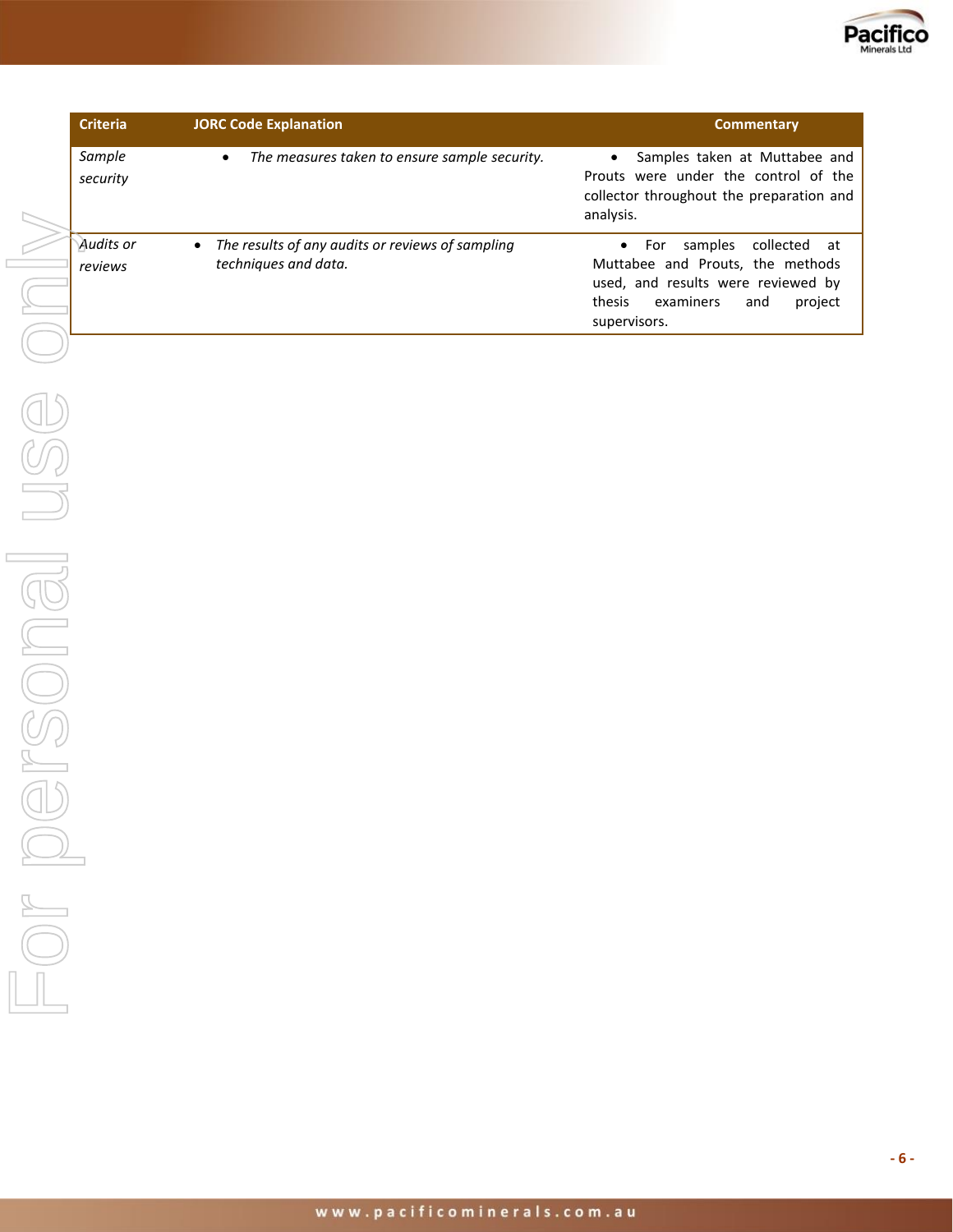| Criteria | JORC Code Explanation | Commentary |
|---|---|---|
| *Sample security* | • *The measures taken to ensure sample security.* | • Samples taken at Muttabee and Prouts were under the control of the collector throughout the preparation and analysis. |
| *Audits or reviews* | • *The results of any audits or reviews of sampling techniques and data.* | • For samples collected at Muttabee and Prouts, the methods used, and results were reviewed by thesis examiners and project supervisors. |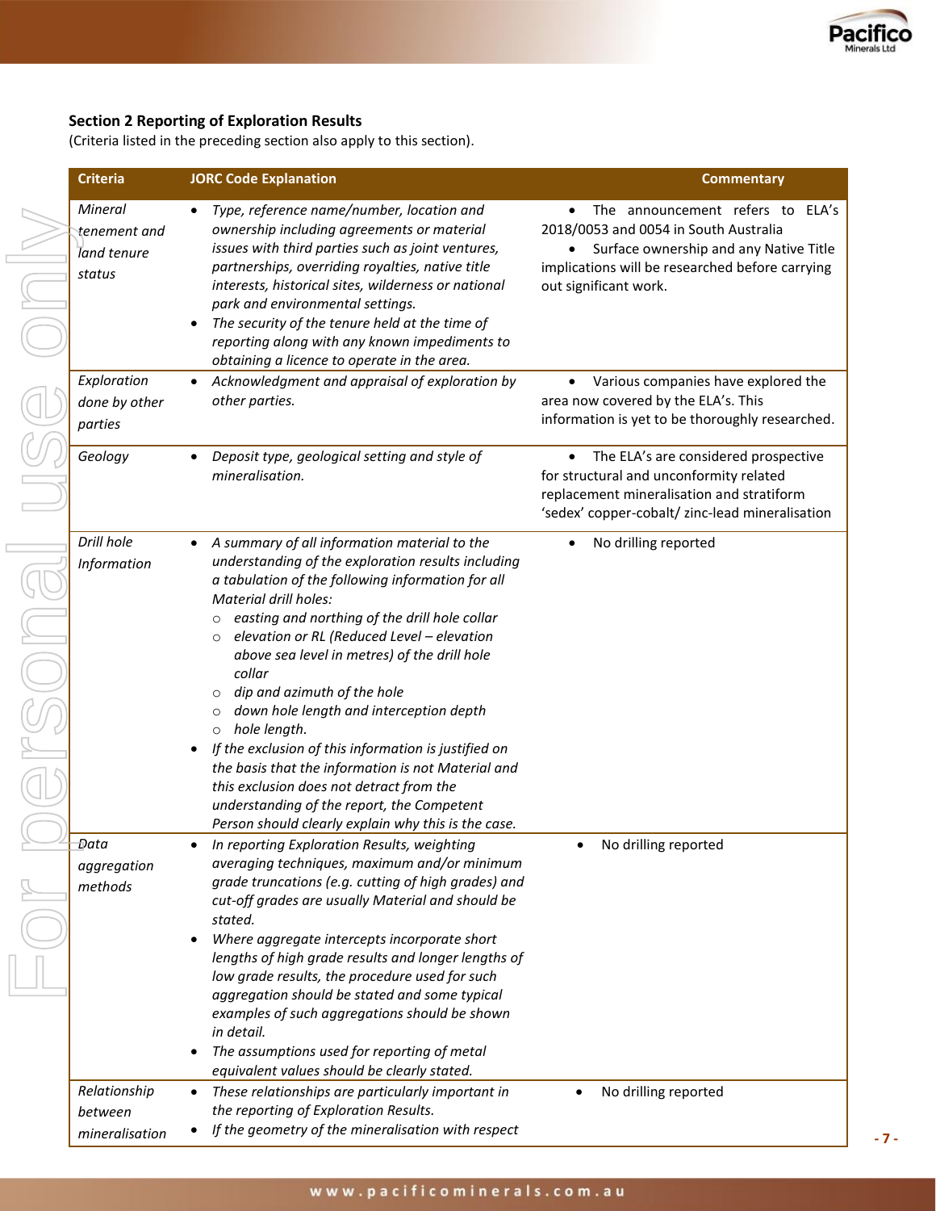**Section 2 Reporting of Exploration Results**

(Criteria listed in the preceding section also apply to this section).

| Criteria | JORC Code Explanation | Commentary |
|---|---|---|
| *Mineral tenement and land tenure status* | • *Type, reference name/number, location and ownership including agreements or material issues with third parties such as joint ventures, partnerships, overriding royalties, native title interests, historical sites, wilderness or national park and environmental settings.*<br>• *The security of the tenure held at the time of reporting along with any known impediments to obtaining a licence to operate in the area.* | • The announcement refers to ELA's 2018/0053 and 0054 in South Australia<br>• Surface ownership and any Native Title implications will be researched before carrying out significant work. |
| *Exploration done by other parties* | • *Acknowledgment and appraisal of exploration by other parties.* | • Various companies have explored the area now covered by the ELA's. This information is yet to be thoroughly researched. |
| *Geology* | • *Deposit type, geological setting and style of mineralisation.* | • The ELA's are considered prospective for structural and unconformity related replacement mineralisation and stratiform 'sedex' copper-cobalt/ zinc-lead mineralisation |
| *Drill hole Information* | • *A summary of all information material to the understanding of the exploration results including a tabulation of the following information for all Material drill holes:*<br>  ○ *easting and northing of the drill hole collar*<br>  ○ *elevation or RL (Reduced Level – elevation above sea level in metres) of the drill hole collar*<br>  ○ *dip and azimuth of the hole*<br>  ○ *down hole length and interception depth*<br>  ○ *hole length.*<br>• *If the exclusion of this information is justified on the basis that the information is not Material and this exclusion does not detract from the understanding of the report, the Competent Person should clearly explain why this is the case.* | • No drilling reported |
| *Data aggregation methods* | • *In reporting Exploration Results, weighting averaging techniques, maximum and/or minimum grade truncations (e.g. cutting of high grades) and cut-off grades are usually Material and should be stated.*<br>• *Where aggregate intercepts incorporate short lengths of high grade results and longer lengths of low grade results, the procedure used for such aggregation should be stated and some typical examples of such aggregations should be shown in detail.*<br>• *The assumptions used for reporting of metal equivalent values should be clearly stated.* | • No drilling reported |
| *Relationship between mineralisation* | • *These relationships are particularly important in the reporting of Exploration Results.*<br>• *If the geometry of the mineralisation with respect* | • No drilling reported |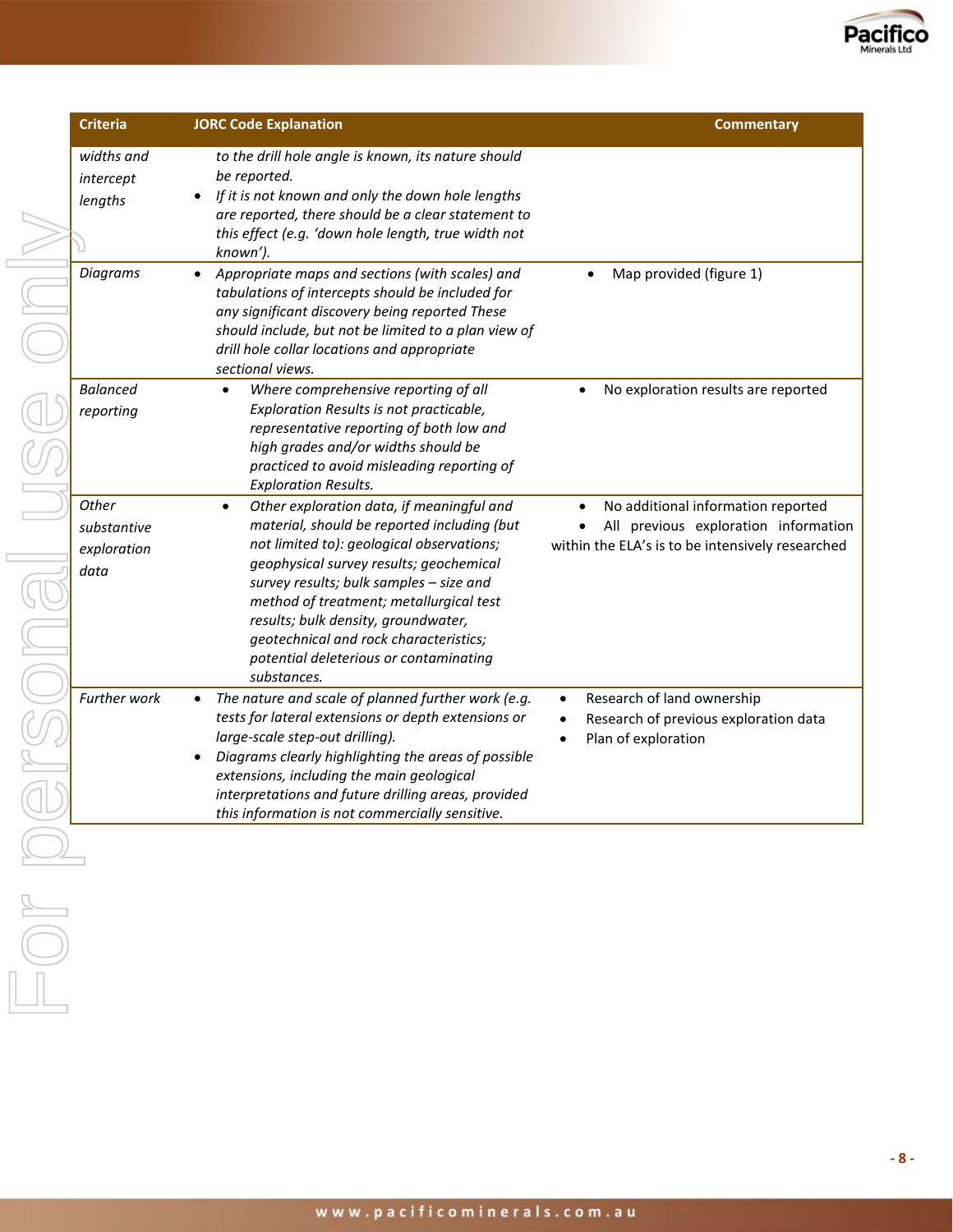| Criteria | JORC Code Explanation | Commentary |
|---|---|---|
| *widths and intercept lengths* | *to the drill hole angle is known, its nature should be reported.*<br>• *If it is not known and only the down hole lengths are reported, there should be a clear statement to this effect (e.g. 'down hole length, true width not known').* | |
| *Diagrams* | • *Appropriate maps and sections (with scales) and tabulations of intercepts should be included for any significant discovery being reported These should include, but not be limited to a plan view of drill hole collar locations and appropriate sectional views.* | • Map provided (figure 1) |
| *Balanced reporting* | • *Where comprehensive reporting of all Exploration Results is not practicable, representative reporting of both low and high grades and/or widths should be practiced to avoid misleading reporting of Exploration Results.* | • No exploration results are reported |
| *Other substantive exploration data* | • *Other exploration data, if meaningful and material, should be reported including (but not limited to): geological observations; geophysical survey results; geochemical survey results; bulk samples – size and method of treatment; metallurgical test results; bulk density, groundwater, geotechnical and rock characteristics; potential deleterious or contaminating substances.* | • No additional information reported<br>• All previous exploration information within the ELA's is to be intensively researched |
| *Further work* | • *The nature and scale of planned further work (e.g. tests for lateral extensions or depth extensions or large-scale step-out drilling).*<br>• *Diagrams clearly highlighting the areas of possible extensions, including the main geological interpretations and future drilling areas, provided this information is not commercially sensitive.* | • Research of land ownership<br>• Research of previous exploration data<br>• Plan of exploration |